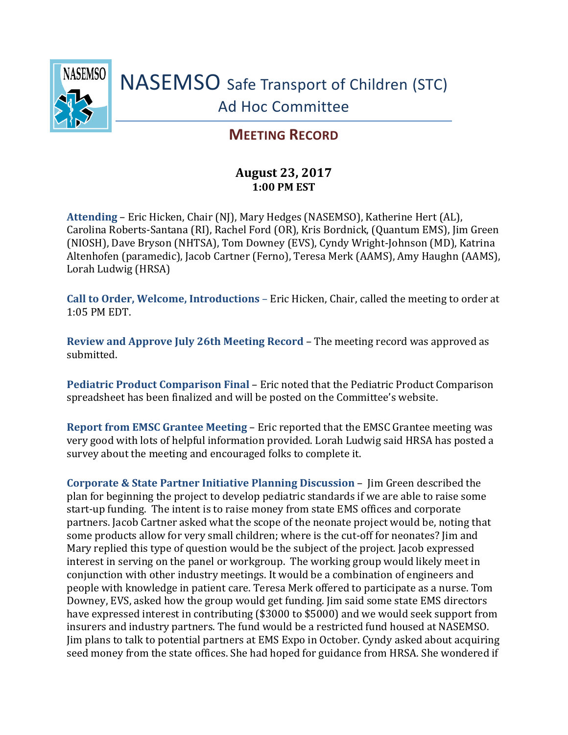# NASEMSO Safe Transport of Children (STC) Ad Hoc Committee

## MEETING RECORD

**August 23, 2017**
**1:00 PM EST**

**Attending** – Eric Hicken, Chair (NJ), Mary Hedges (NASEMSO), Katherine Hert (AL), Carolina Roberts-Santana (RI), Rachel Ford (OR), Kris Bordnick, (Quantum EMS), Jim Green (NIOSH), Dave Bryson (NHTSA), Tom Downey (EVS), Cyndy Wright-Johnson (MD), Katrina Altenhofen (paramedic), Jacob Cartner (Ferno), Teresa Merk (AAMS), Amy Haughn (AAMS), Lorah Ludwig (HRSA)

**Call to Order, Welcome, Introductions** – Eric Hicken, Chair, called the meeting to order at 1:05 PM EDT.

**Review and Approve July 26th Meeting Record** – The meeting record was approved as submitted.

**Pediatric Product Comparison Final** – Eric noted that the Pediatric Product Comparison spreadsheet has been finalized and will be posted on the Committee's website.

**Report from EMSC Grantee Meeting** – Eric reported that the EMSC Grantee meeting was very good with lots of helpful information provided. Lorah Ludwig said HRSA has posted a survey about the meeting and encouraged folks to complete it.

**Corporate & State Partner Initiative Planning Discussion** – Jim Green described the plan for beginning the project to develop pediatric standards if we are able to raise some start-up funding. The intent is to raise money from state EMS offices and corporate partners. Jacob Cartner asked what the scope of the neonate project would be, noting that some products allow for very small children; where is the cut-off for neonates? Jim and Mary replied this type of question would be the subject of the project. Jacob expressed interest in serving on the panel or workgroup. The working group would likely meet in conjunction with other industry meetings. It would be a combination of engineers and people with knowledge in patient care. Teresa Merk offered to participate as a nurse. Tom Downey, EVS, asked how the group would get funding. Jim said some state EMS directors have expressed interest in contributing ($3000 to $5000) and we would seek support from insurers and industry partners. The fund would be a restricted fund housed at NASEMSO. Jim plans to talk to potential partners at EMS Expo in October. Cyndy asked about acquiring seed money from the state offices. She had hoped for guidance from HRSA. She wondered if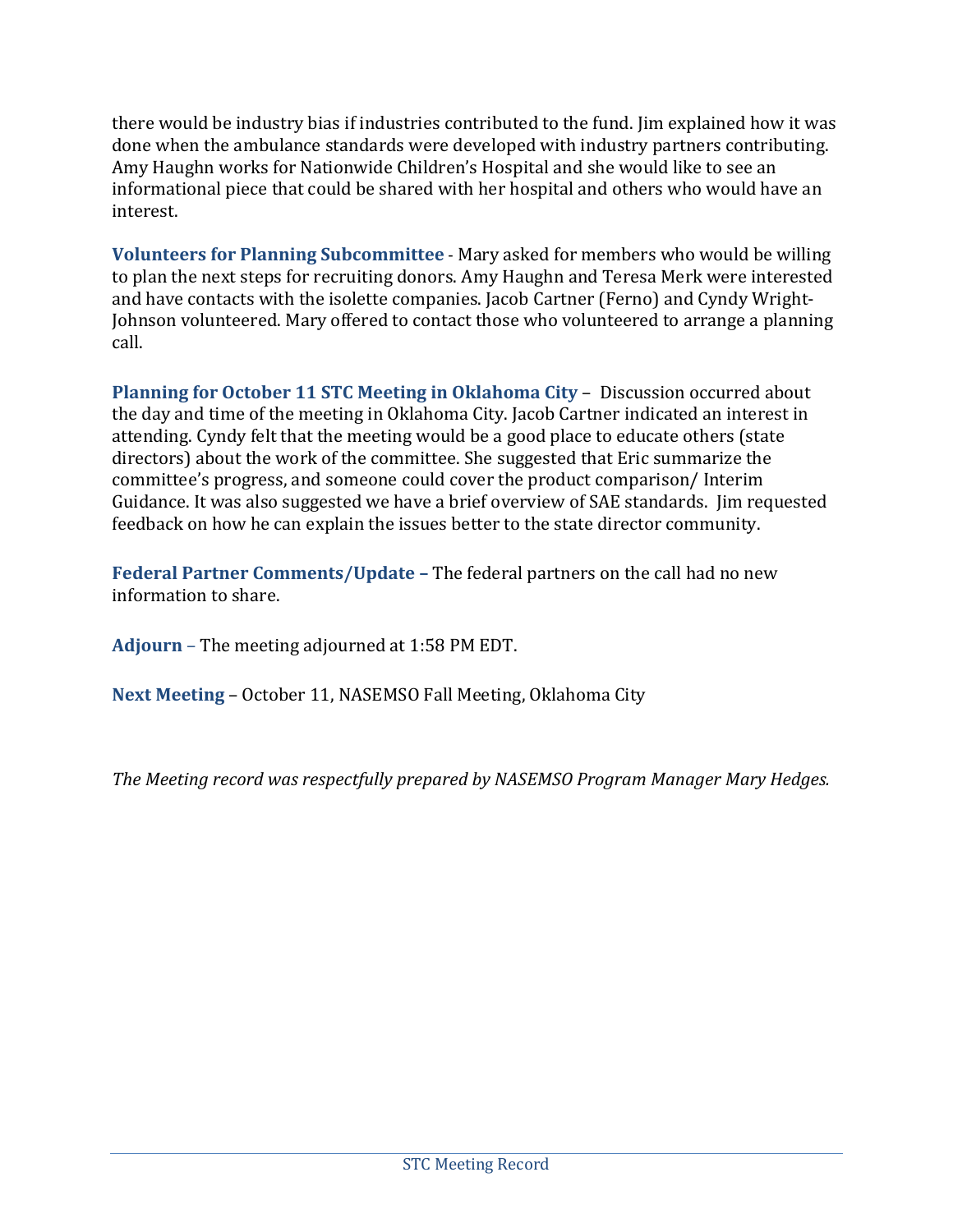there would be industry bias if industries contributed to the fund. Jim explained how it was done when the ambulance standards were developed with industry partners contributing. Amy Haughn works for Nationwide Children's Hospital and she would like to see an informational piece that could be shared with her hospital and others who would have an interest.

**Volunteers for Planning Subcommittee** - Mary asked for members who would be willing to plan the next steps for recruiting donors. Amy Haughn and Teresa Merk were interested and have contacts with the isolette companies. Jacob Cartner (Ferno) and Cyndy Wright-Johnson volunteered. Mary offered to contact those who volunteered to arrange a planning call.

**Planning for October 11 STC Meeting in Oklahoma City** – Discussion occurred about the day and time of the meeting in Oklahoma City. Jacob Cartner indicated an interest in attending. Cyndy felt that the meeting would be a good place to educate others (state directors) about the work of the committee. She suggested that Eric summarize the committee's progress, and someone could cover the product comparison/ Interim Guidance. It was also suggested we have a brief overview of SAE standards. Jim requested feedback on how he can explain the issues better to the state director community.

**Federal Partner Comments/Update** – The federal partners on the call had no new information to share.

**Adjourn** – The meeting adjourned at 1:58 PM EDT.

**Next Meeting** – October 11, NASEMSO Fall Meeting, Oklahoma City

*The Meeting record was respectfully prepared by NASEMSO Program Manager Mary Hedges.*